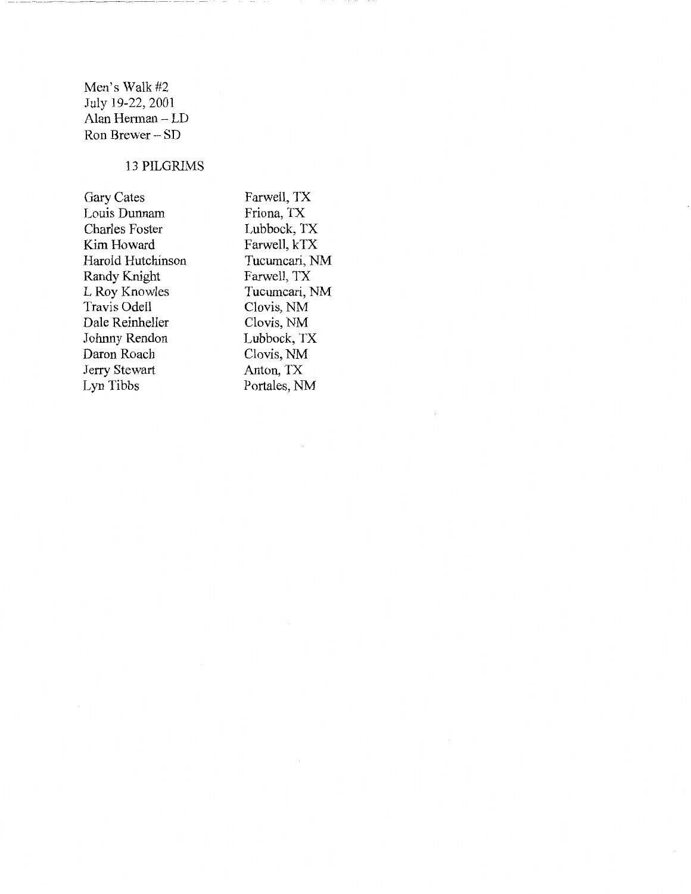Men's Walk #2
July 19-22, 2001
Alan Herman – LD
Ron Brewer – SD

13 PILGRIMS

| | |
|---|---|
| Gary Cates | Farwell, TX |
| Louis Dunnam | Friona, TX |
| Charles Foster | Lubbock, TX |
| Kim Howard | Farwell, kTX |
| Harold Hutchinson | Tucumcari, NM |
| Randy Knight | Farwell, TX |
| L Roy Knowles | Tucumcari, NM |
| Travis Odell | Clovis, NM |
| Dale Reinheller | Clovis, NM |
| Johnny Rendon | Lubbock, TX |
| Daron Roach | Clovis, NM |
| Jerry Stewart | Anton, TX |
| Lyn Tibbs | Portales, NM |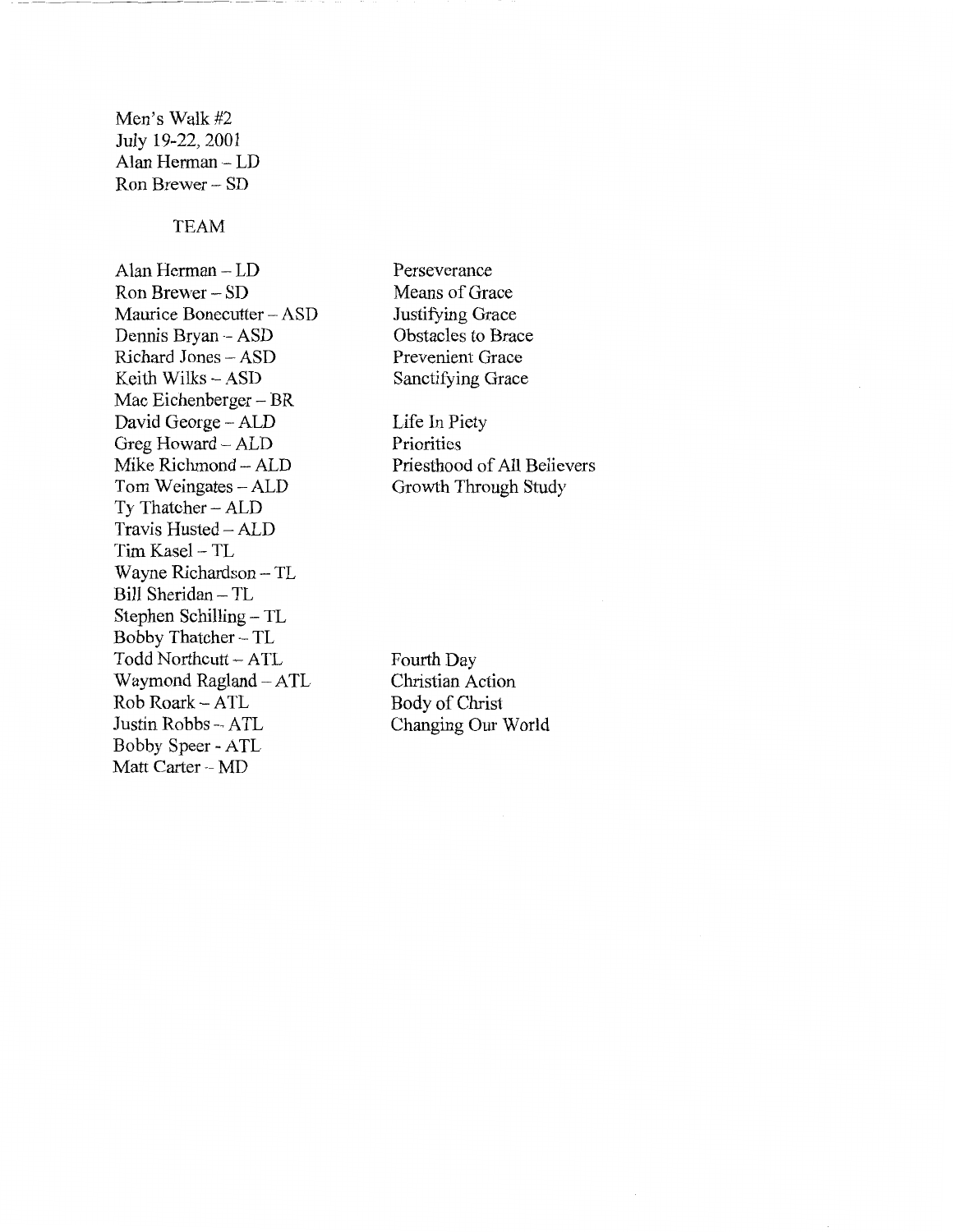Men's Walk #2
July 19-22, 2001
Alan Herman – LD
Ron Brewer – SD

TEAM

| | |
|---|---|
| Alan Herman – LD | Perseverance |
| Ron Brewer – SD | Means of Grace |
| Maurice Bonecutter – ASD | Justifying Grace |
| Dennis Bryan – ASD | Obstacles to Brace |
| Richard Jones – ASD | Prevenient Grace |
| Keith Wilks – ASD | Sanctifying Grace |
| Mac Eichenberger – BR | |
| David George – ALD | Life In Piety |
| Greg Howard – ALD | Priorities |
| Mike Richmond – ALD | Priesthood of All Believers |
| Tom Weingates – ALD | Growth Through Study |
| Ty Thatcher – ALD | |
| Travis Husted – ALD | |
| Tim Kasel – TL | |
| Wayne Richardson – TL | |
| Bill Sheridan – TL | |
| Stephen Schilling – TL | |
| Bobby Thatcher – TL | |
| Todd Northcutt – ATL | Fourth Day |
| Waymond Ragland – ATL | Christian Action |
| Rob Roark – ATL | Body of Christ |
| Justin Robbs – ATL | Changing Our World |
| Bobby Speer - ATL | |
| Matt Carter – MD | |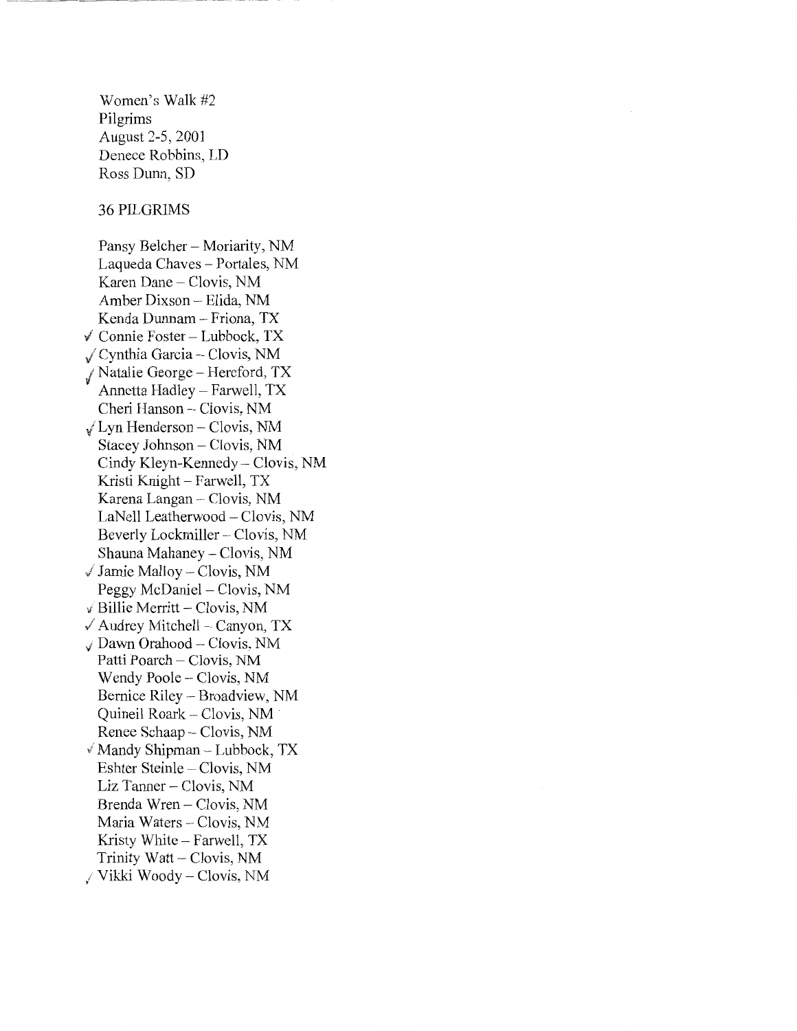Women's Walk #2
Pilgrims
August 2-5, 2001
Denece Robbins, LD
Ross Dunn, SD

36 PILGRIMS

Pansy Belcher – Moriarity, NM
Laqueda Chaves – Portales, NM
Karen Dane – Clovis, NM
Amber Dixson – Elida, NM
Kenda Dunnam – Friona, TX
✓ Connie Foster – Lubbock, TX
✓ Cynthia Garcia – Clovis, NM
✓ Natalie George – Hereford, TX
Annetta Hadley – Farwell, TX
Cheri Hanson – Clovis, NM
✓ Lyn Henderson – Clovis, NM
Stacey Johnson – Clovis, NM
Cindy Kleyn-Kennedy – Clovis, NM
Kristi Knight – Farwell, TX
Karena Langan – Clovis, NM
LaNell Leatherwood – Clovis, NM
Beverly Lockmiller – Clovis, NM
Shauna Mahaney – Clovis, NM
✓ Jamie Malloy – Clovis, NM
Peggy McDaniel – Clovis, NM
✓ Billie Merritt – Clovis, NM
✓ Audrey Mitchell – Canyon, TX
✓ Dawn Orahood – Clovis, NM
Patti Poarch – Clovis, NM
Wendy Poole – Clovis, NM
Bernice Riley – Broadview, NM
Quineil Roark – Clovis, NM
Renee Schaap – Clovis, NM
✓ Mandy Shipman – Lubbock, TX
Eshter Steinle – Clovis, NM
Liz Tanner – Clovis, NM
Brenda Wren – Clovis, NM
Maria Waters – Clovis, NM
Kristy White – Farwell, TX
Trinity Watt – Clovis, NM
✓ Vikki Woody – Clovis, NM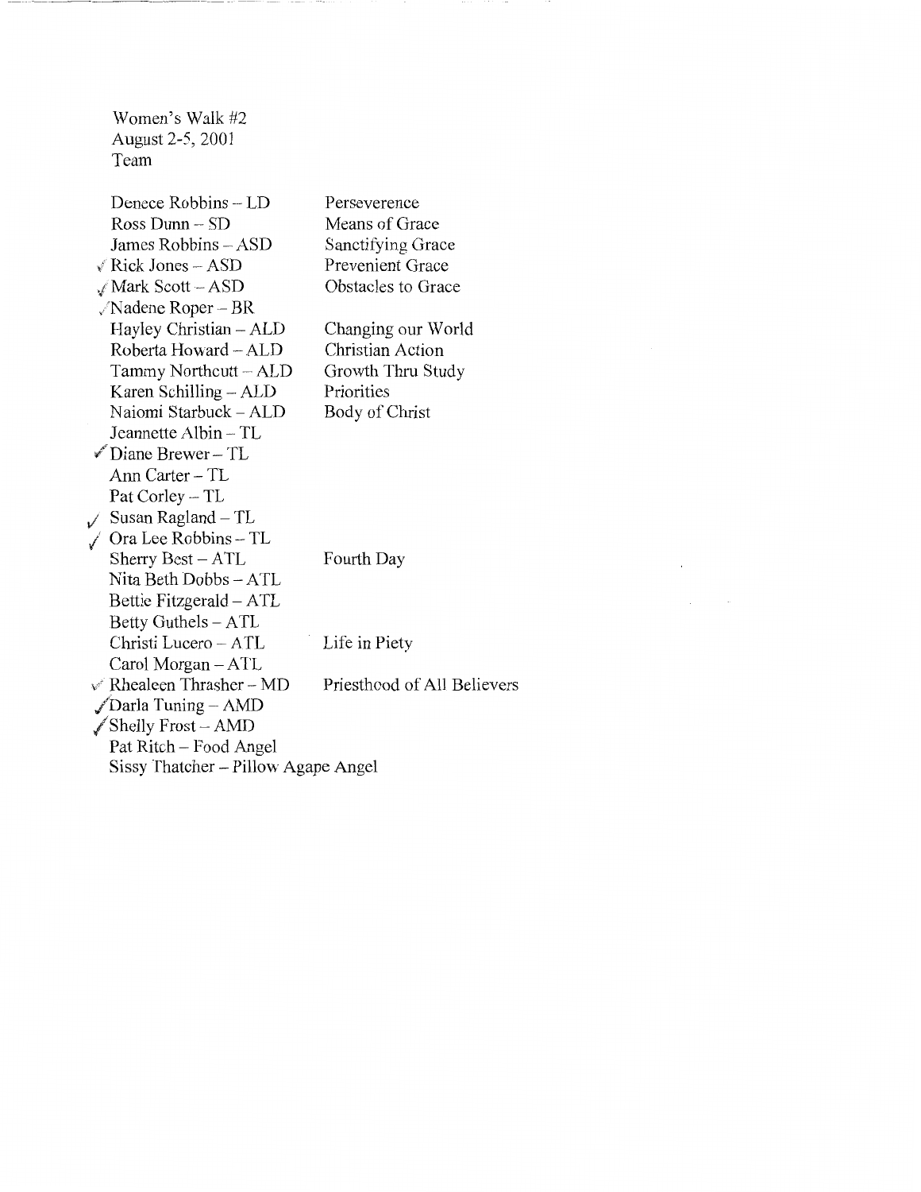Women's Walk #2
August 2-5, 2001
Team

| | |
|---|---|
| Denece Robbins – LD | Perseverence |
| Ross Dunn – SD | Means of Grace |
| James Robbins – ASD | Sanctifying Grace |
| ✓ Rick Jones – ASD | Prevenient Grace |
| ✓ Mark Scott – ASD | Obstacles to Grace |
| ✓ Nadene Roper – BR | |
| Hayley Christian – ALD | Changing our World |
| Roberta Howard – ALD | Christian Action |
| Tammy Northcutt – ALD | Growth Thru Study |
| Karen Schilling – ALD | Priorities |
| Naiomi Starbuck – ALD | Body of Christ |
| Jeannette Albin – TL | |
| ✓ Diane Brewer – TL | |
| Ann Carter – TL | |
| Pat Corley – TL | |
| ✓ Susan Ragland – TL | |
| ✓ Ora Lee Robbins – TL | |
| Sherry Best – ATL | Fourth Day |
| Nita Beth Dobbs – ATL | |
| Bettie Fitzgerald – ATL | |
| Betty Guthels – ATL | |
| Christi Lucero – ATL | Life in Piety |
| Carol Morgan – ATL | |
| ✓ Rhealeen Thrasher – MD | Priesthood of All Believers |
| ✓ Darla Tuning – AMD | |
| ✓ Shelly Frost – AMD | |
| Pat Ritch – Food Angel | |
| Sissy Thatcher – Pillow Agape Angel | |